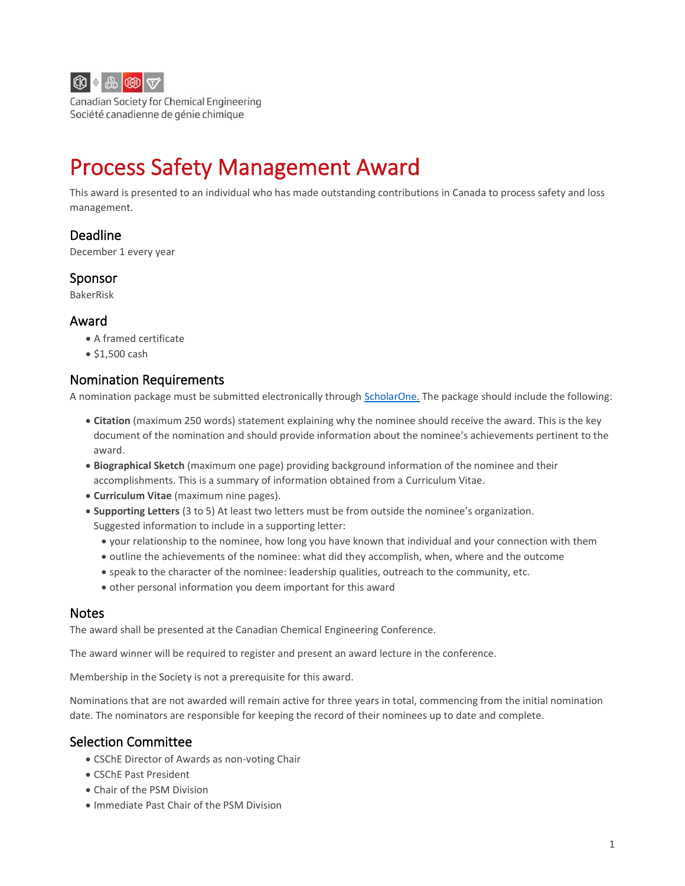Canadian Society for Chemical Engineering
Société canadienne de génie chimique

# Process Safety Management Award

This award is presented to an individual who has made outstanding contributions in Canada to process safety and loss management.

## Deadline

December 1 every year

## Sponsor

BakerRisk

## Award

- A framed certificate
- $1,500 cash

## Nomination Requirements

A nomination package must be submitted electronically through ScholarOne. The package should include the following:

- **Citation** (maximum 250 words) statement explaining why the nominee should receive the award. This is the key document of the nomination and should provide information about the nominee's achievements pertinent to the award.
- **Biographical Sketch** (maximum one page) providing background information of the nominee and their accomplishments. This is a summary of information obtained from a Curriculum Vitae.
- **Curriculum Vitae** (maximum nine pages).
- **Supporting Letters** (3 to 5) At least two letters must be from outside the nominee's organization. Suggested information to include in a supporting letter:
  - your relationship to the nominee, how long you have known that individual and your connection with them
  - outline the achievements of the nominee: what did they accomplish, when, where and the outcome
  - speak to the character of the nominee: leadership qualities, outreach to the community, etc.
  - other personal information you deem important for this award

## Notes

The award shall be presented at the Canadian Chemical Engineering Conference.

The award winner will be required to register and present an award lecture in the conference.

Membership in the Society is not a prerequisite for this award.

Nominations that are not awarded will remain active for three years in total, commencing from the initial nomination date. The nominators are responsible for keeping the record of their nominees up to date and complete.

## Selection Committee

- CSChE Director of Awards as non-voting Chair
- CSChE Past President
- Chair of the PSM Division
- Immediate Past Chair of the PSM Division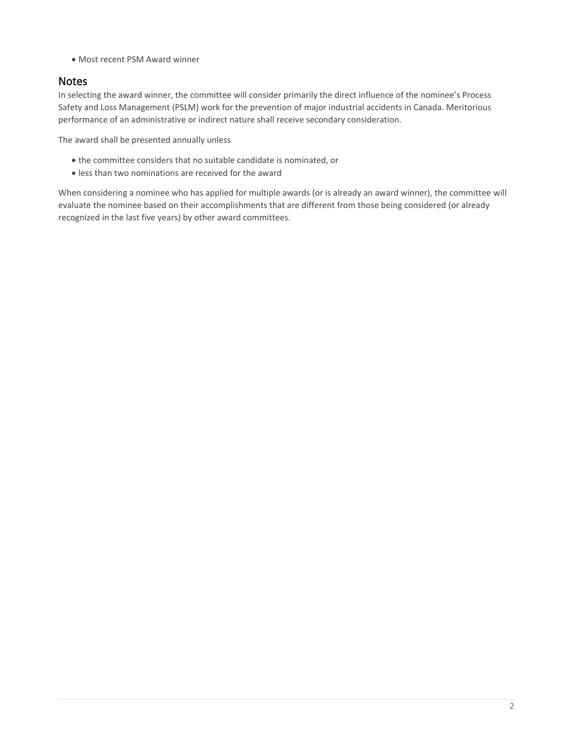- Most recent PSM Award winner

## Notes

In selecting the award winner, the committee will consider primarily the direct influence of the nominee's Process Safety and Loss Management (PSLM) work for the prevention of major industrial accidents in Canada. Meritorious performance of an administrative or indirect nature shall receive secondary consideration.

The award shall be presented annually unless

- the committee considers that no suitable candidate is nominated, or
- less than two nominations are received for the award

When considering a nominee who has applied for multiple awards (or is already an award winner), the committee will evaluate the nominee based on their accomplishments that are different from those being considered (or already recognized in the last five years) by other award committees.